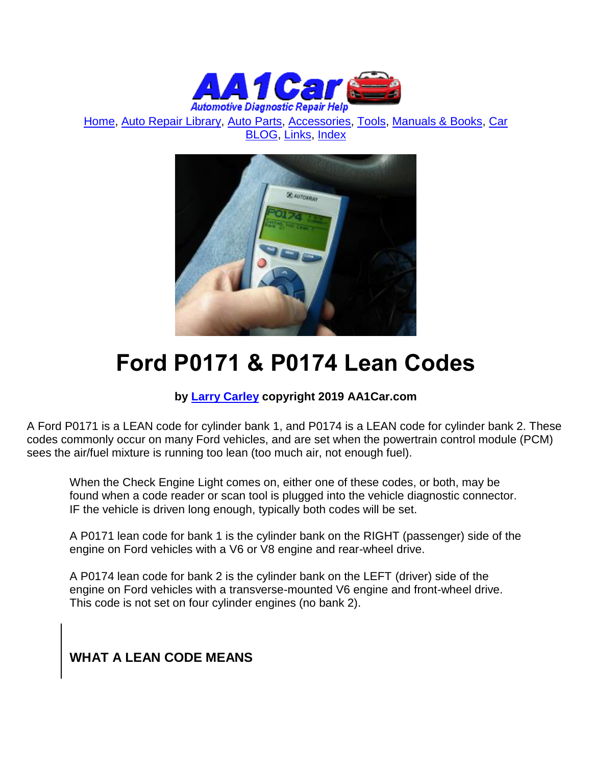AA1Car Automotive Diagnostic Repair Help

Home, Auto Repair Library, Auto Parts, Accessories, Tools, Manuals & Books, Car BLOG, Links, Index

# Ford P0171 & P0174 Lean Codes

**by Larry Carley copyright 2019 AA1Car.com**

A Ford P0171 is a LEAN code for cylinder bank 1, and P0174 is a LEAN code for cylinder bank 2. These codes commonly occur on many Ford vehicles, and are set when the powertrain control module (PCM) sees the air/fuel mixture is running too lean (too much air, not enough fuel).

> When the Check Engine Light comes on, either one of these codes, or both, may be found when a code reader or scan tool is plugged into the vehicle diagnostic connector. IF the vehicle is driven long enough, typically both codes will be set.
>
> A P0171 lean code for bank 1 is the cylinder bank on the RIGHT (passenger) side of the engine on Ford vehicles with a V6 or V8 engine and rear-wheel drive.
>
> A P0174 lean code for bank 2 is the cylinder bank on the LEFT (driver) side of the engine on Ford vehicles with a transverse-mounted V6 engine and front-wheel drive. This code is not set on four cylinder engines (no bank 2).

## WHAT A LEAN CODE MEANS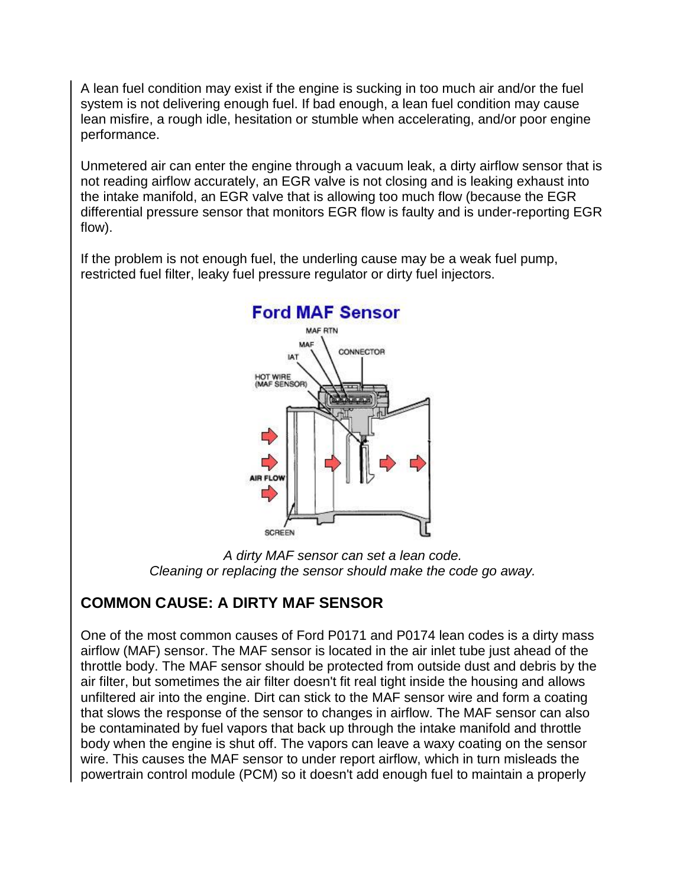A lean fuel condition may exist if the engine is sucking in too much air and/or the fuel system is not delivering enough fuel. If bad enough, a lean fuel condition may cause lean misfire, a rough idle, hesitation or stumble when accelerating, and/or poor engine performance.

Unmetered air can enter the engine through a vacuum leak, a dirty airflow sensor that is not reading airflow accurately, an EGR valve is not closing and is leaking exhaust into the intake manifold, an EGR valve that is allowing too much flow (because the EGR differential pressure sensor that monitors EGR flow is faulty and is under-reporting EGR flow).

If the problem is not enough fuel, the underling cause may be a weak fuel pump, restricted fuel filter, leaky fuel pressure regulator or dirty fuel injectors.

**Ford MAF Sensor**

MAF RTN
MAF
CONNECTOR
IAT
HOT WIRE (MAF SENSOR)
AIR FLOW
SCREEN

*A dirty MAF sensor can set a lean code.*
*Cleaning or replacing the sensor should make the code go away.*

## COMMON CAUSE: A DIRTY MAF SENSOR

One of the most common causes of Ford P0171 and P0174 lean codes is a dirty mass airflow (MAF) sensor. The MAF sensor is located in the air inlet tube just ahead of the throttle body. The MAF sensor should be protected from outside dust and debris by the air filter, but sometimes the air filter doesn't fit real tight inside the housing and allows unfiltered air into the engine. Dirt can stick to the MAF sensor wire and form a coating that slows the response of the sensor to changes in airflow. The MAF sensor can also be contaminated by fuel vapors that back up through the intake manifold and throttle body when the engine is shut off. The vapors can leave a waxy coating on the sensor wire. This causes the MAF sensor to under report airflow, which in turn misleads the powertrain control module (PCM) so it doesn't add enough fuel to maintain a properly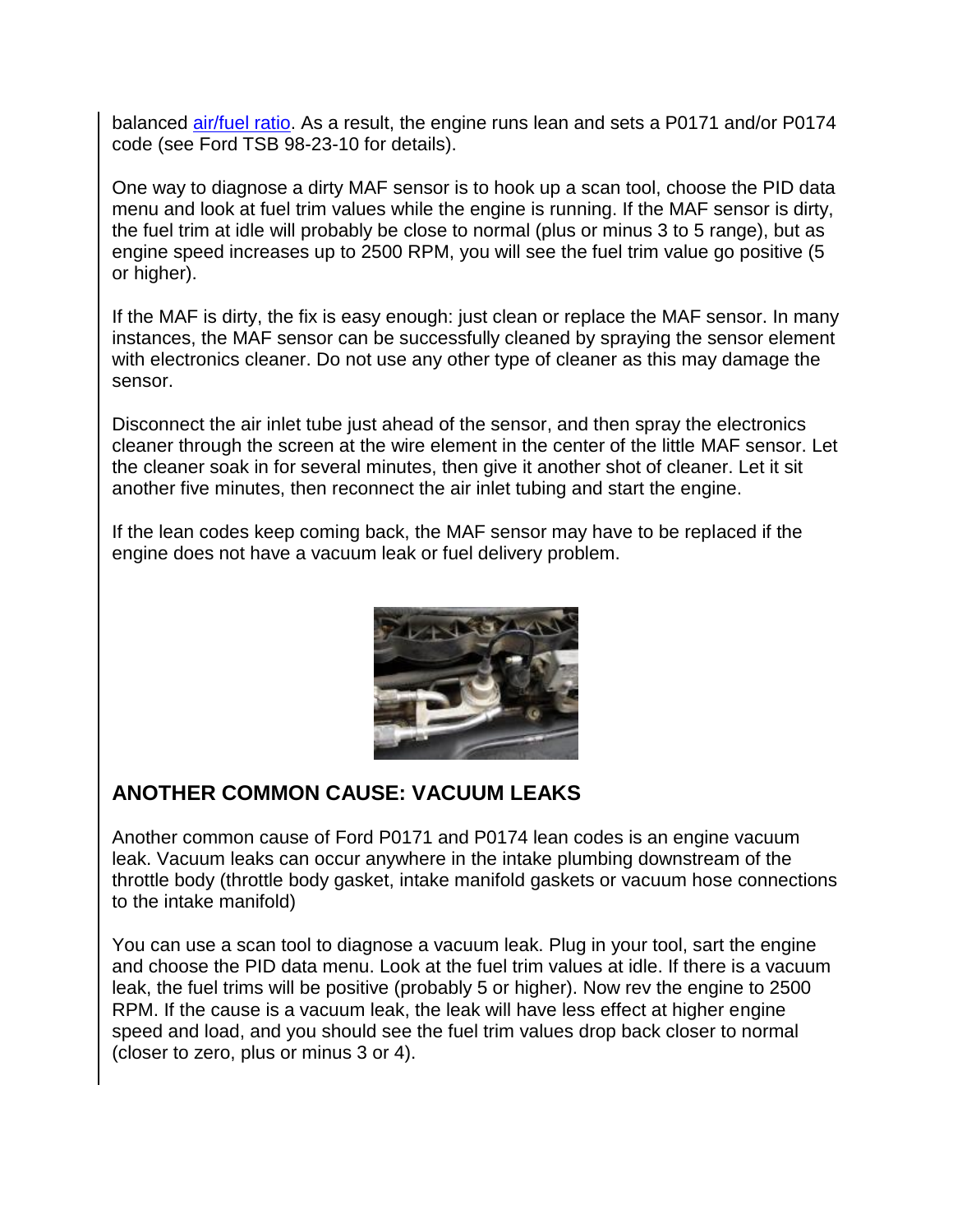balanced air/fuel ratio. As a result, the engine runs lean and sets a P0171 and/or P0174 code (see Ford TSB 98-23-10 for details).

One way to diagnose a dirty MAF sensor is to hook up a scan tool, choose the PID data menu and look at fuel trim values while the engine is running. If the MAF sensor is dirty, the fuel trim at idle will probably be close to normal (plus or minus 3 to 5 range), but as engine speed increases up to 2500 RPM, you will see the fuel trim value go positive (5 or higher).

If the MAF is dirty, the fix is easy enough: just clean or replace the MAF sensor. In many instances, the MAF sensor can be successfully cleaned by spraying the sensor element with electronics cleaner. Do not use any other type of cleaner as this may damage the sensor.

Disconnect the air inlet tube just ahead of the sensor, and then spray the electronics cleaner through the screen at the wire element in the center of the little MAF sensor. Let the cleaner soak in for several minutes, then give it another shot of cleaner. Let it sit another five minutes, then reconnect the air inlet tubing and start the engine.

If the lean codes keep coming back, the MAF sensor may have to be replaced if the engine does not have a vacuum leak or fuel delivery problem.

## ANOTHER COMMON CAUSE: VACUUM LEAKS

Another common cause of Ford P0171 and P0174 lean codes is an engine vacuum leak. Vacuum leaks can occur anywhere in the intake plumbing downstream of the throttle body (throttle body gasket, intake manifold gaskets or vacuum hose connections to the intake manifold)

You can use a scan tool to diagnose a vacuum leak. Plug in your tool, sart the engine and choose the PID data menu. Look at the fuel trim values at idle. If there is a vacuum leak, the fuel trims will be positive (probably 5 or higher). Now rev the engine to 2500 RPM. If the cause is a vacuum leak, the leak will have less effect at higher engine speed and load, and you should see the fuel trim values drop back closer to normal (closer to zero, plus or minus 3 or 4).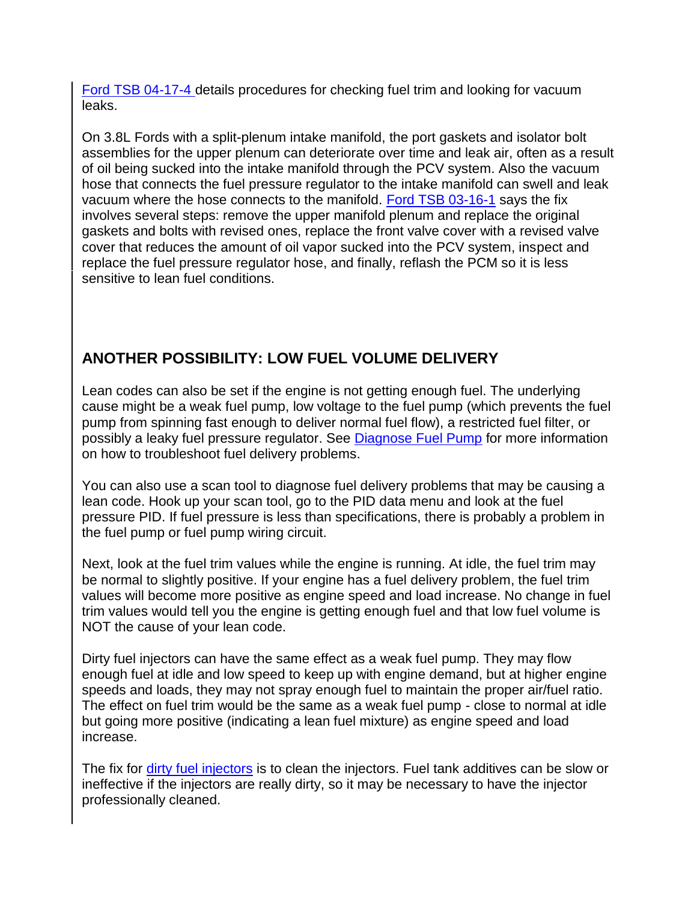Ford TSB 04-17-4 details procedures for checking fuel trim and looking for vacuum leaks.

On 3.8L Fords with a split-plenum intake manifold, the port gaskets and isolator bolt assemblies for the upper plenum can deteriorate over time and leak air, often as a result of oil being sucked into the intake manifold through the PCV system. Also the vacuum hose that connects the fuel pressure regulator to the intake manifold can swell and leak vacuum where the hose connects to the manifold. Ford TSB 03-16-1 says the fix involves several steps: remove the upper manifold plenum and replace the original gaskets and bolts with revised ones, replace the front valve cover with a revised valve cover that reduces the amount of oil vapor sucked into the PCV system, inspect and replace the fuel pressure regulator hose, and finally, reflash the PCM so it is less sensitive to lean fuel conditions.

## ANOTHER POSSIBILITY: LOW FUEL VOLUME DELIVERY

Lean codes can also be set if the engine is not getting enough fuel. The underlying cause might be a weak fuel pump, low voltage to the fuel pump (which prevents the fuel pump from spinning fast enough to deliver normal fuel flow), a restricted fuel filter, or possibly a leaky fuel pressure regulator. See Diagnose Fuel Pump for more information on how to troubleshoot fuel delivery problems.

You can also use a scan tool to diagnose fuel delivery problems that may be causing a lean code. Hook up your scan tool, go to the PID data menu and look at the fuel pressure PID. If fuel pressure is less than specifications, there is probably a problem in the fuel pump or fuel pump wiring circuit.

Next, look at the fuel trim values while the engine is running. At idle, the fuel trim may be normal to slightly positive. If your engine has a fuel delivery problem, the fuel trim values will become more positive as engine speed and load increase. No change in fuel trim values would tell you the engine is getting enough fuel and that low fuel volume is NOT the cause of your lean code.

Dirty fuel injectors can have the same effect as a weak fuel pump. They may flow enough fuel at idle and low speed to keep up with engine demand, but at higher engine speeds and loads, they may not spray enough fuel to maintain the proper air/fuel ratio. The effect on fuel trim would be the same as a weak fuel pump - close to normal at idle but going more positive (indicating a lean fuel mixture) as engine speed and load increase.

The fix for dirty fuel injectors is to clean the injectors. Fuel tank additives can be slow or ineffective if the injectors are really dirty, so it may be necessary to have the injector professionally cleaned.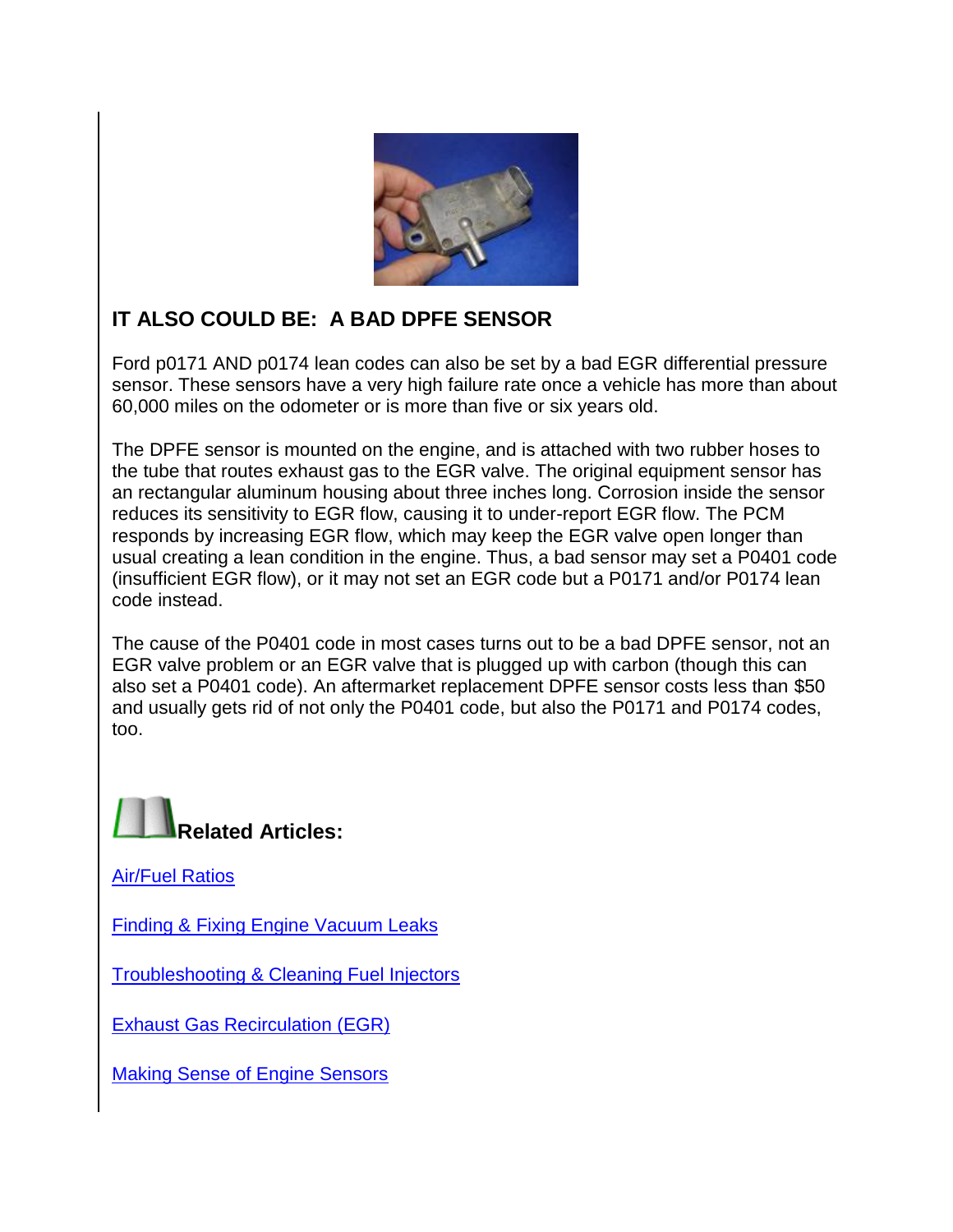## IT ALSO COULD BE: A BAD DPFE SENSOR

Ford p0171 AND p0174 lean codes can also be set by a bad EGR differential pressure sensor. These sensors have a very high failure rate once a vehicle has more than about 60,000 miles on the odometer or is more than five or six years old.

The DPFE sensor is mounted on the engine, and is attached with two rubber hoses to the tube that routes exhaust gas to the EGR valve. The original equipment sensor has an rectangular aluminum housing about three inches long. Corrosion inside the sensor reduces its sensitivity to EGR flow, causing it to under-report EGR flow. The PCM responds by increasing EGR flow, which may keep the EGR valve open longer than usual creating a lean condition in the engine. Thus, a bad sensor may set a P0401 code (insufficient EGR flow), or it may not set an EGR code but a P0171 and/or P0174 lean code instead.

The cause of the P0401 code in most cases turns out to be a bad DPFE sensor, not an EGR valve problem or an EGR valve that is plugged up with carbon (though this can also set a P0401 code). An aftermarket replacement DPFE sensor costs less than $50 and usually gets rid of not only the P0401 code, but also the P0171 and P0174 codes, too.

### Related Articles:

Air/Fuel Ratios

Finding & Fixing Engine Vacuum Leaks

Troubleshooting & Cleaning Fuel Injectors

Exhaust Gas Recirculation (EGR)

Making Sense of Engine Sensors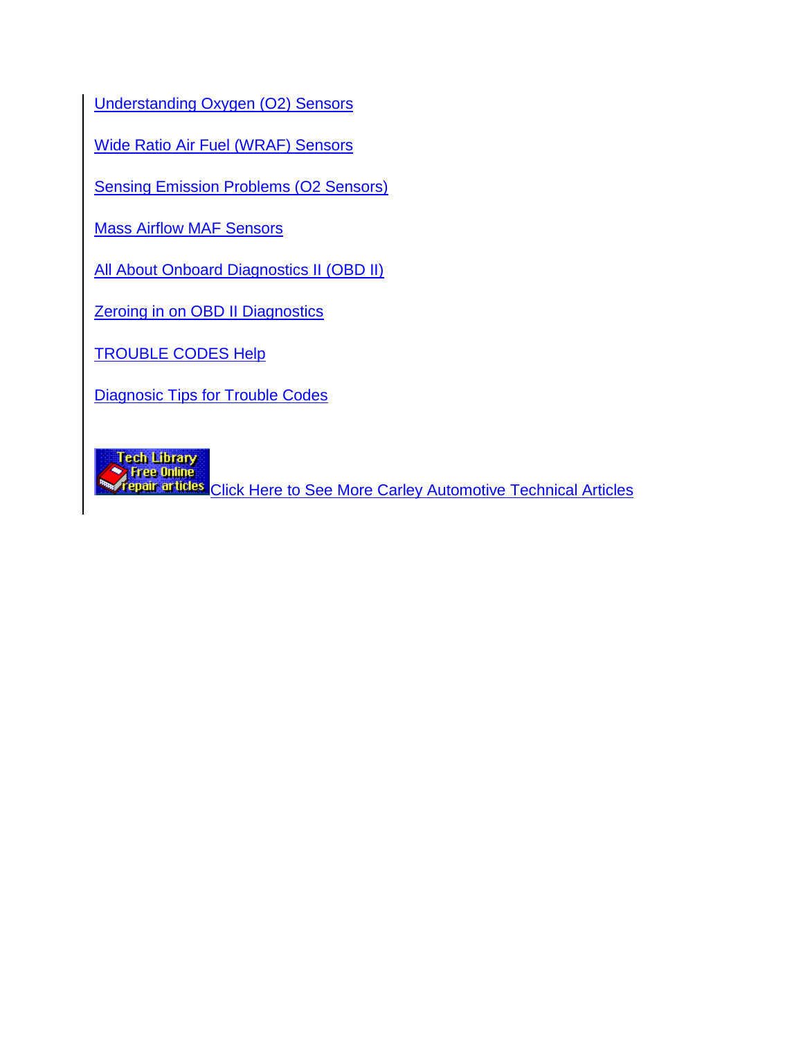Understanding Oxygen (O2) Sensors

Wide Ratio Air Fuel (WRAF) Sensors

Sensing Emission Problems (O2 Sensors)

Mass Airflow MAF Sensors

All About Onboard Diagnostics II (OBD II)

Zeroing in on OBD II Diagnostics

TROUBLE CODES Help

Diagnosic Tips for Trouble Codes

Click Here to See More Carley Automotive Technical Articles